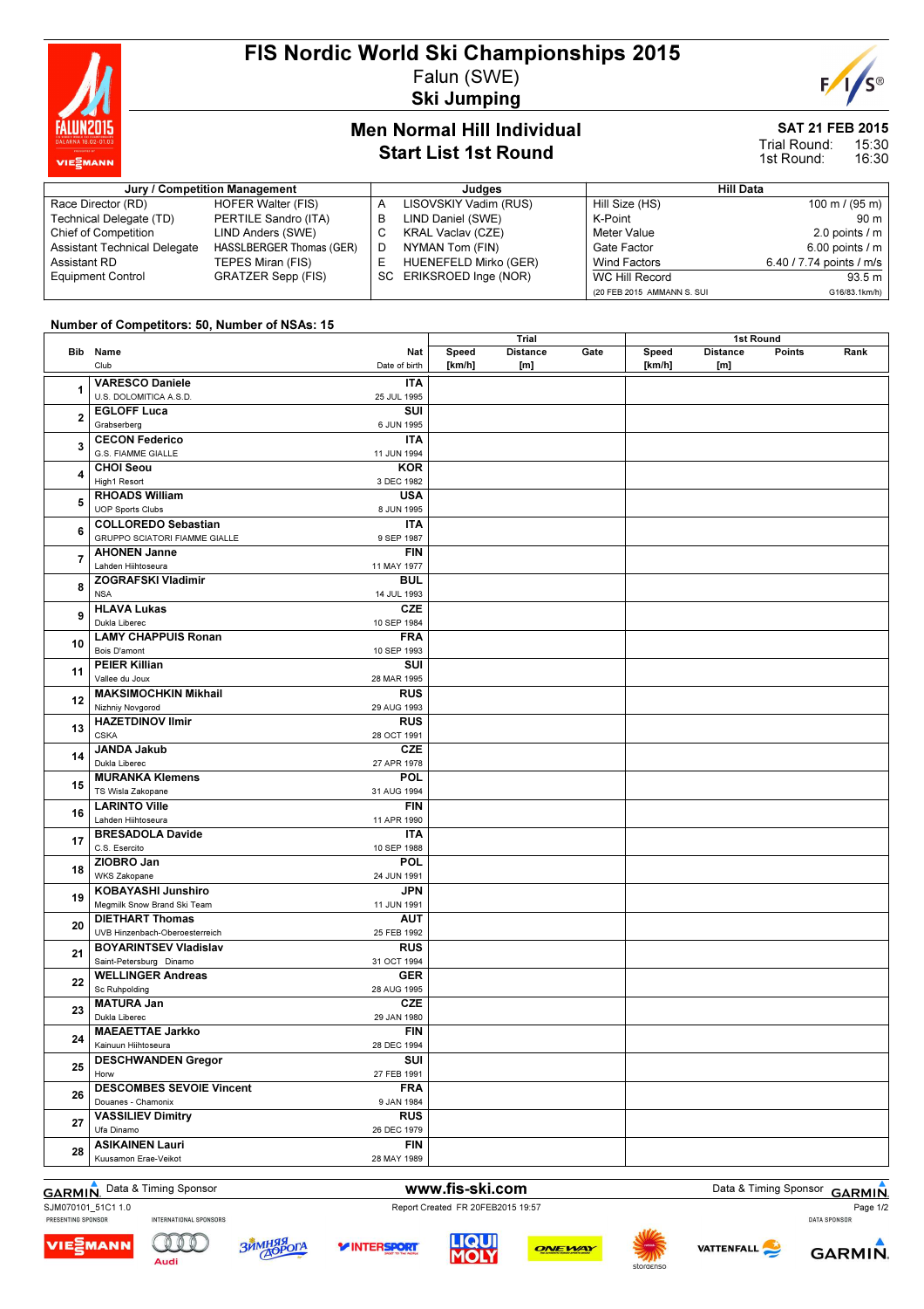# FIS Nordic World Ski Championships 2015

Falun (SWE)

**Ski Jumping**

## Men Normal Hill Individual
## Start List 1st Round

**SAT 21 FEB 2015**
Trial Round: 15:30
1st Round: 16:30

| Jury / Competition Management | | Judges | | Hill Data | |
|---|---|---|---|---|---|
| Race Director (RD) | HOFER Walter (FIS) | A | LISOVSKIY Vadim (RUS) | Hill Size (HS) | 100 m / (95 m) |
| Technical Delegate (TD) | PERTILE Sandro (ITA) | B | LIND Daniel (SWE) | K-Point | 90 m |
| Chief of Competition | LIND Anders (SWE) | C | KRAL Vaclav (CZE) | Meter Value | 2.0 points / m |
| Assistant Technical Delegate | HASSLBERGER Thomas (GER) | D | NYMAN Tom (FIN) | Gate Factor | 6.00 points / m |
| Assistant RD | TEPES Miran (FIS) | E | HUENEFELD Mirko (GER) | Wind Factors | 6.40 / 7.74 points / m/s |
| Equipment Control | GRATZER Sepp (FIS) | SC | ERIKSROED Inge (NOR) | WC Hill Record | 93.5 m |
| | | | | (20 FEB 2015 AMMANN S. SUI | G16/83.1km/h) |

**Number of Competitors: 50, Number of NSAs: 15**

| Bib | Name / Club | Nat / Date of birth | Trial Speed [km/h] | Trial Distance [m] | Trial Gate | 1st Round Speed [km/h] | 1st Round Distance [m] | 1st Round Points | 1st Round Rank |
|---|---|---|---|---|---|---|---|---|---|
| 1 | **VARESCO Daniele**<br>U.S. DOLOMITICA A.S.D. | **ITA**<br>25 JUL 1995 | | | | | | | |
| 2 | **EGLOFF Luca**<br>Grabserberg | **SUI**<br>6 JUN 1995 | | | | | | | |
| 3 | **CECON Federico**<br>G.S. FIAMME GIALLE | **ITA**<br>11 JUN 1994 | | | | | | | |
| 4 | **CHOI Seou**<br>High1 Resort | **KOR**<br>3 DEC 1982 | | | | | | | |
| 5 | **RHOADS William**<br>UOP Sports Clubs | **USA**<br>8 JUN 1995 | | | | | | | |
| 6 | **COLLOREDO Sebastian**<br>GRUPPO SCIATORI FIAMME GIALLE | **ITA**<br>9 SEP 1987 | | | | | | | |
| 7 | **AHONEN Janne**<br>Lahden Hiihtoseura | **FIN**<br>11 MAY 1977 | | | | | | | |
| 8 | **ZOGRAFSKI Vladimir**<br>NSA | **BUL**<br>14 JUL 1993 | | | | | | | |
| 9 | **HLAVA Lukas**<br>Dukla Liberec | **CZE**<br>10 SEP 1984 | | | | | | | |
| 10 | **LAMY CHAPPUIS Ronan**<br>Bois D'amont | **FRA**<br>10 SEP 1993 | | | | | | | |
| 11 | **PEIER Killian**<br>Vallee du Joux | **SUI**<br>28 MAR 1995 | | | | | | | |
| 12 | **MAKSIMOCHKIN Mikhail**<br>Nizhniy Novgorod | **RUS**<br>29 AUG 1993 | | | | | | | |
| 13 | **HAZETDINOV Ilmir**<br>CSKA | **RUS**<br>28 OCT 1991 | | | | | | | |
| 14 | **JANDA Jakub**<br>Dukla Liberec | **CZE**<br>27 APR 1978 | | | | | | | |
| 15 | **MURANKA Klemens**<br>TS Wisla Zakopane | **POL**<br>31 AUG 1994 | | | | | | | |
| 16 | **LARINTO Ville**<br>Lahden Hiihtoseura | **FIN**<br>11 APR 1990 | | | | | | | |
| 17 | **BRESADOLA Davide**<br>C.S. Esercito | **ITA**<br>10 SEP 1988 | | | | | | | |
| 18 | **ZIOBRO Jan**<br>WKS Zakopane | **POL**<br>24 JUN 1991 | | | | | | | |
| 19 | **KOBAYASHI Junshiro**<br>Megmilk Snow Brand Ski Team | **JPN**<br>11 JUN 1991 | | | | | | | |
| 20 | **DIETHART Thomas**<br>UVB Hinzenbach-Oberoesterreich | **AUT**<br>25 FEB 1992 | | | | | | | |
| 21 | **BOYARINTSEV Vladislav**<br>Saint-Petersburg Dinamo | **RUS**<br>31 OCT 1994 | | | | | | | |
| 22 | **WELLINGER Andreas**<br>Sc Ruhpolding | **GER**<br>28 AUG 1995 | | | | | | | |
| 23 | **MATURA Jan**<br>Dukla Liberec | **CZE**<br>29 JAN 1980 | | | | | | | |
| 24 | **MAEAETTAE Jarkko**<br>Kainuun Hiihtoseura | **FIN**<br>28 DEC 1994 | | | | | | | |
| 25 | **DESCHWANDEN Gregor**<br>Horw | **SUI**<br>27 FEB 1991 | | | | | | | |
| 26 | **DESCOMBES SEVOIE Vincent**<br>Douanes - Chamonix | **FRA**<br>9 JAN 1984 | | | | | | | |
| 27 | **VASSILIEV Dimitry**<br>Ufa Dinamo | **RUS**<br>26 DEC 1979 | | | | | | | |
| 28 | **ASIKAINEN Lauri**<br>Kuusamon Erae-Veikot | **FIN**<br>28 MAY 1989 | | | | | | | |

Data & Timing Sponsor www.fis-ski.com Data & Timing Sponsor

SJM070101_51C1 1.0 Report Created FR 20FEB2015 19:57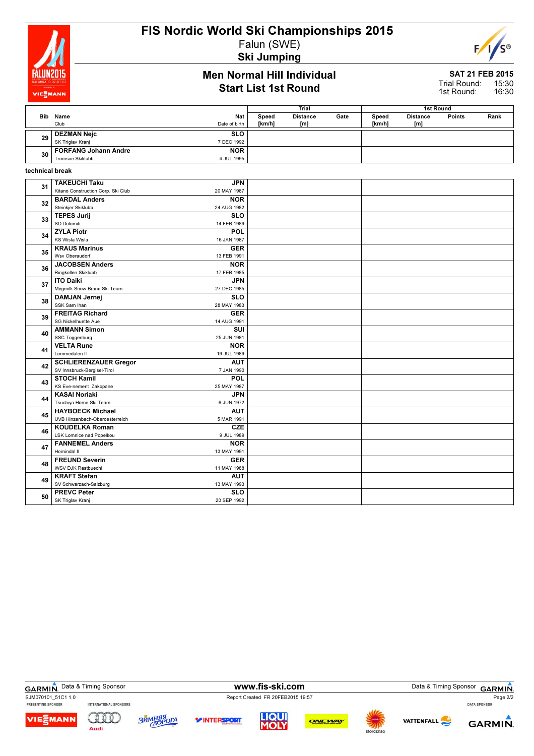# FIS Nordic World Ski Championships 2015

Falun (SWE)

**Ski Jumping**

## Men Normal Hill Individual
## Start List 1st Round

**SAT 21 FEB 2015**
Trial Round: 15:30
1st Round: 16:30

| Bib | Name / Club | Nat / Date of birth | Trial Speed [km/h] | Trial Distance [m] | Trial Gate | 1st Round Speed [km/h] | 1st Round Distance [m] | Points | Rank |
|---|---|---|---|---|---|---|---|---|---|
| 29 | **DEZMAN Nejc**<br>SK Triglav Kranj | **SLO**<br>7 DEC 1992 | | | | | | | |
| 30 | **FORFANG Johann Andre**<br>Tromsoe Skiklubb | **NOR**<br>4 JUL 1995 | | | | | | | |
| | **technical break** | | | | | | | | |
| 31 | **TAKEUCHI Taku**<br>Kitano Construction Corp. Ski Club | **JPN**<br>20 MAY 1987 | | | | | | | |
| 32 | **BARDAL Anders**<br>Steinkjer Skiklubb | **NOR**<br>24 AUG 1982 | | | | | | | |
| 33 | **TEPES Jurij**<br>SD Dolomiti | **SLO**<br>14 FEB 1989 | | | | | | | |
| 34 | **ZYLA Piotr**<br>KS Wisla Wisla | **POL**<br>16 JAN 1987 | | | | | | | |
| 35 | **KRAUS Marinus**<br>Wsv Oberaudorf | **GER**<br>13 FEB 1991 | | | | | | | |
| 36 | **JACOBSEN Anders**<br>Ringkollen Skiklubb | **NOR**<br>17 FEB 1985 | | | | | | | |
| 37 | **ITO Daiki**<br>Megmilk Snow Brand Ski Team | **JPN**<br>27 DEC 1985 | | | | | | | |
| 38 | **DAMJAN Jernej**<br>SSK Sam Ihan | **SLO**<br>28 MAY 1983 | | | | | | | |
| 39 | **FREITAG Richard**<br>SG Nickelhuette Aue | **GER**<br>14 AUG 1991 | | | | | | | |
| 40 | **AMMANN Simon**<br>SSC Toggenburg | **SUI**<br>25 JUN 1981 | | | | | | | |
| 41 | **VELTA Rune**<br>Lommedalen Il | **NOR**<br>19 JUL 1989 | | | | | | | |
| 42 | **SCHLIERENZAUER Gregor**<br>SV Innsbruck-Bergisel-Tirol | **AUT**<br>7 JAN 1990 | | | | | | | |
| 43 | **STOCH Kamil**<br>KS Eve-nement Zakopane | **POL**<br>25 MAY 1987 | | | | | | | |
| 44 | **KASAI Noriaki**<br>Tsuchiya Home Ski Team | **JPN**<br>6 JUN 1972 | | | | | | | |
| 45 | **HAYBOECK Michael**<br>UVB Hinzenbach-Oberoesterreich | **AUT**<br>5 MAR 1991 | | | | | | | |
| 46 | **KOUDELKA Roman**<br>LSK Lomnice nad Popelkou | **CZE**<br>9 JUL 1989 | | | | | | | |
| 47 | **FANNEMEL Anders**<br>Hornindal Il | **NOR**<br>13 MAY 1991 | | | | | | | |
| 48 | **FREUND Severin**<br>WSV DJK Rastbuechl | **GER**<br>11 MAY 1988 | | | | | | | |
| 49 | **KRAFT Stefan**<br>SV Schwarzach-Salzburg | **AUT**<br>13 MAY 1993 | | | | | | | |
| 50 | **PREVC Peter**<br>SK Triglav Kranj | **SLO**<br>20 SEP 1992 | | | | | | | |

SJM070101_51C1 1.0 — Report Created FR 20FEB2015 19:57